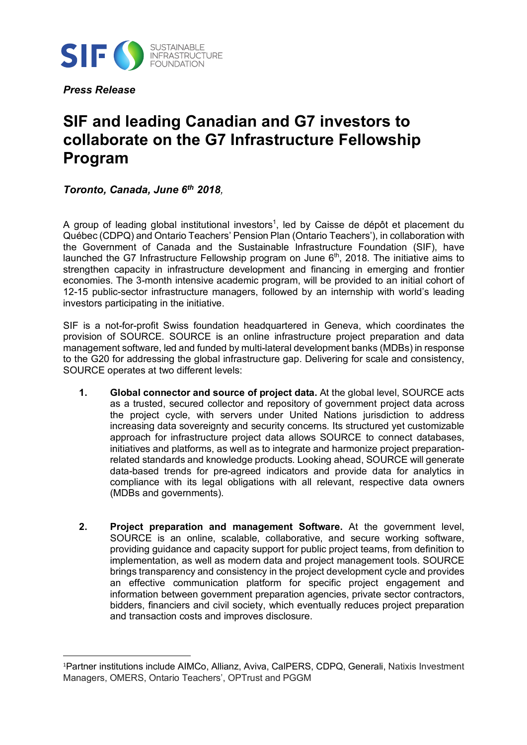*Press Release*

# SIF and leading Canadian and G7 investors to collaborate on the G7 Infrastructure Fellowship Program

***Toronto, Canada, June 6th 2018,***

A group of leading global institutional investors[1], led by Caisse de dépôt et placement du Québec (CDPQ) and Ontario Teachers' Pension Plan (Ontario Teachers'), in collaboration with the Government of Canada and the Sustainable Infrastructure Foundation (SIF), have launched the G7 Infrastructure Fellowship program on June 6th, 2018. The initiative aims to strengthen capacity in infrastructure development and financing in emerging and frontier economies. The 3-month intensive academic program, will be provided to an initial cohort of 12-15 public-sector infrastructure managers, followed by an internship with world's leading investors participating in the initiative.

SIF is a not-for-profit Swiss foundation headquartered in Geneva, which coordinates the provision of SOURCE. SOURCE is an online infrastructure project preparation and data management software, led and funded by multi-lateral development banks (MDBs) in response to the G20 for addressing the global infrastructure gap. Delivering for scale and consistency, SOURCE operates at two different levels:

1. **Global connector and source of project data.** At the global level, SOURCE acts as a trusted, secured collector and repository of government project data across the project cycle, with servers under United Nations jurisdiction to address increasing data sovereignty and security concerns. Its structured yet customizable approach for infrastructure project data allows SOURCE to connect databases, initiatives and platforms, as well as to integrate and harmonize project preparation-related standards and knowledge products. Looking ahead, SOURCE will generate data-based trends for pre-agreed indicators and provide data for analytics in compliance with its legal obligations with all relevant, respective data owners (MDBs and governments).

2. **Project preparation and management Software.** At the government level, SOURCE is an online, scalable, collaborative, and secure working software, providing guidance and capacity support for public project teams, from definition to implementation, as well as modern data and project management tools. SOURCE brings transparency and consistency in the project development cycle and provides an effective communication platform for specific project engagement and information between government preparation agencies, private sector contractors, bidders, financiers and civil society, which eventually reduces project preparation and transaction costs and improves disclosure.

---

[1] Partner institutions include AIMCo, Allianz, Aviva, CalPERS, CDPQ, Generali, Natixis Investment Managers, OMERS, Ontario Teachers', OPTrust and PGGM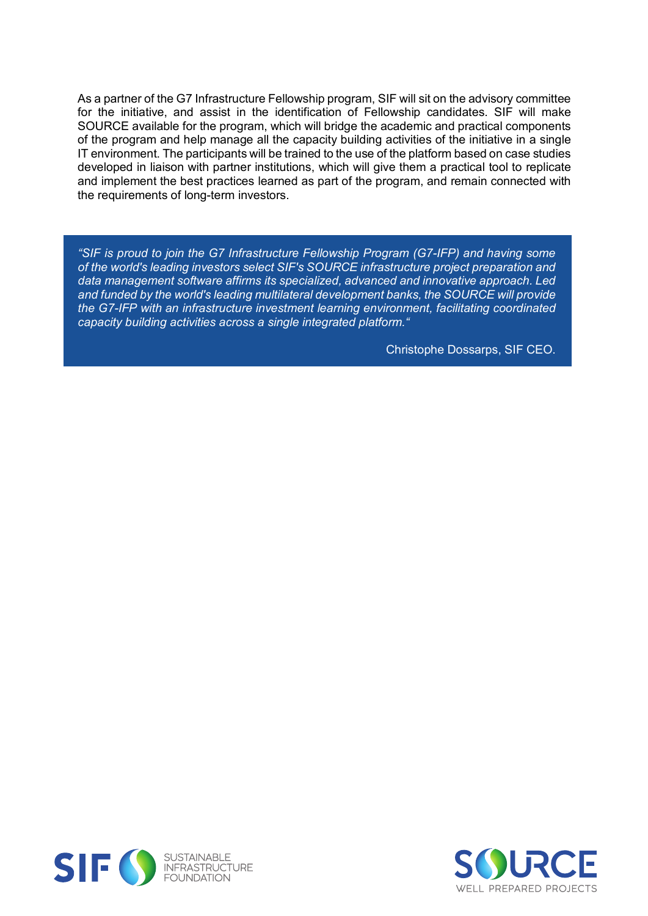As a partner of the G7 Infrastructure Fellowship program, SIF will sit on the advisory committee for the initiative, and assist in the identification of Fellowship candidates. SIF will make SOURCE available for the program, which will bridge the academic and practical components of the program and help manage all the capacity building activities of the initiative in a single IT environment. The participants will be trained to the use of the platform based on case studies developed in liaison with partner institutions, which will give them a practical tool to replicate and implement the best practices learned as part of the program, and remain connected with the requirements of long-term investors.

> *"SIF is proud to join the G7 Infrastructure Fellowship Program (G7-IFP) and having some of the world's leading investors select SIF's SOURCE infrastructure project preparation and data management software affirms its specialized, advanced and innovative approach. Led and funded by the world's leading multilateral development banks, the SOURCE will provide the G7-IFP with an infrastructure investment learning environment, facilitating coordinated capacity building activities across a single integrated platform."*
>
> Christophe Dossarps, SIF CEO.

SIF SUSTAINABLE INFRASTRUCTURE FOUNDATION

SOURCE WELL PREPARED PROJECTS